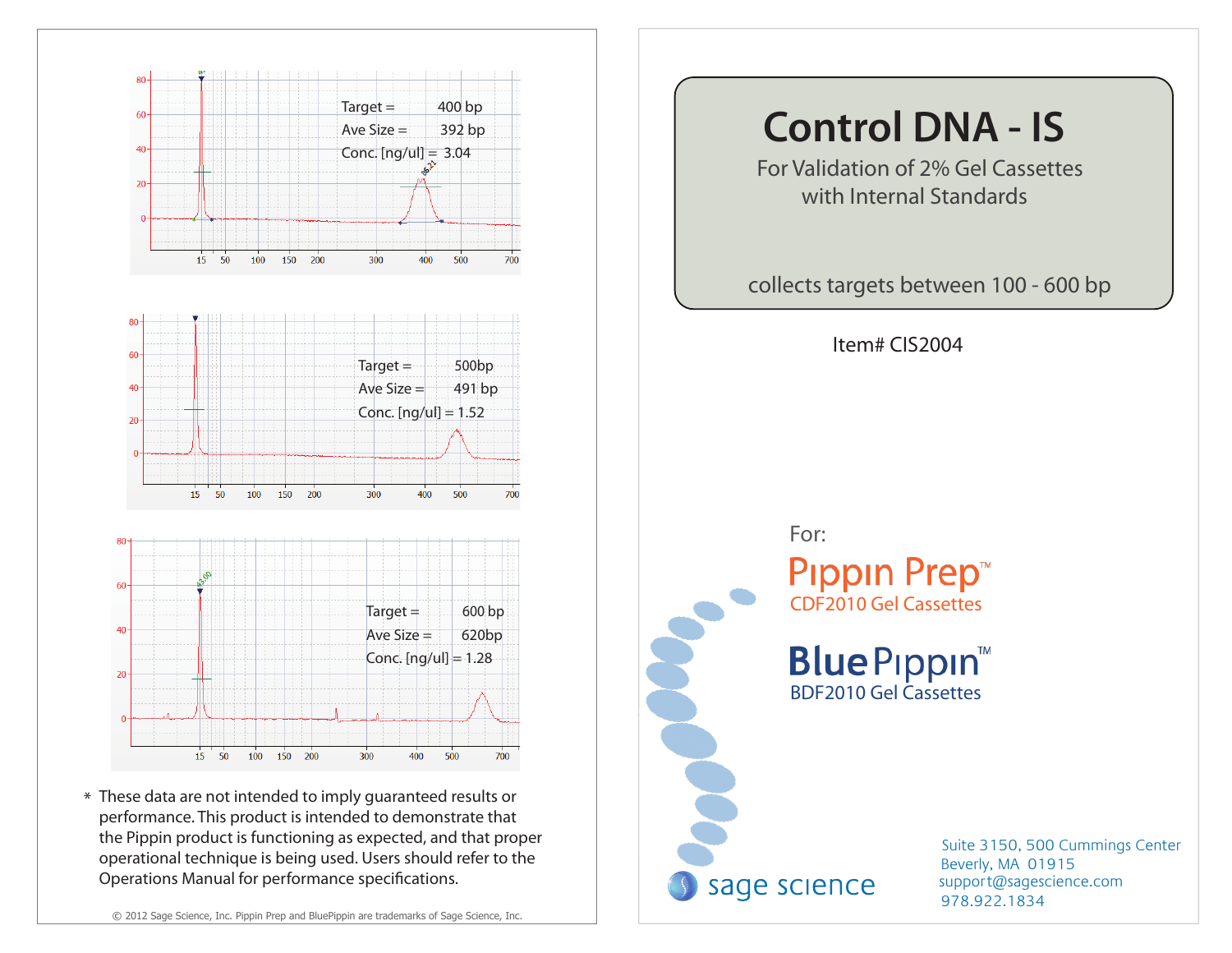Target = 400 bp
Ave Size = 392 bp
Conc. [ng/ul] = 3.04

Target = 500bp
Ave Size = 491 bp
Conc. [ng/ul] = 1.52

Target = 600 bp
Ave Size = 620bp
Conc. [ng/ul] = 1.28

\* These data are not intended to imply guaranteed results or performance. This product is intended to demonstrate that the Pippin product is functioning as expected, and that proper operational technique is being used. Users should refer to the Operations Manual for performance specifications.

© 2012 Sage Science, Inc. Pippin Prep and BluePippin are trademarks of Sage Science, Inc.

# Control DNA - IS

For Validation of 2% Gel Cassettes with Internal Standards

collects targets between 100 - 600 bp

Item# CIS2004

For:

**Pippin Prep™**
CDF2010 Gel Cassettes

**BluePippin™**
BDF2010 Gel Cassettes

sage science

Suite 3150, 500 Cummings Center
Beverly, MA 01915
support@sagescience.com
978.922.1834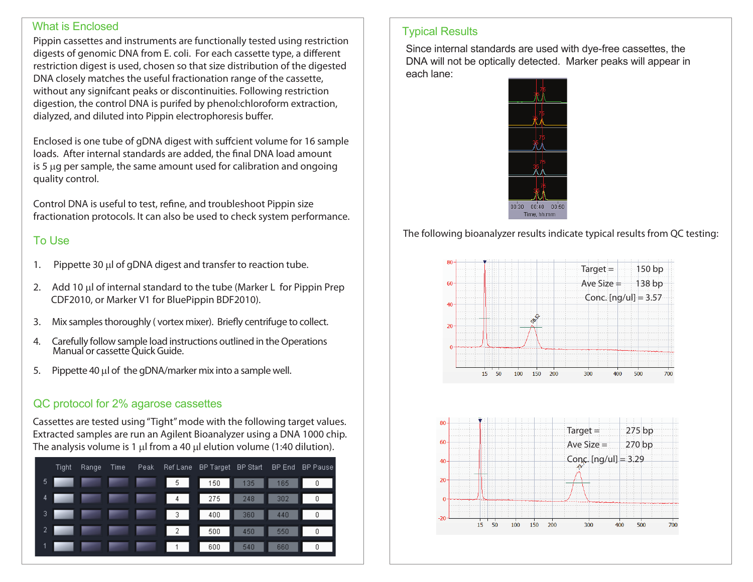## What is Enclosed

Pippin cassettes and instruments are functionally tested using restriction digests of genomic DNA from E. coli. For each cassette type, a different restriction digest is used, chosen so that size distribution of the digested DNA closely matches the useful fractionation range of the cassette, without any signifcant peaks or discontinuities. Following restriction digestion, the control DNA is purifed by phenol:chloroform extraction, dialyzed, and diluted into Pippin electrophoresis buffer.

Enclosed is one tube of gDNA digest with suffcient volume for 16 sample loads. After internal standards are added, the final DNA load amount is 5 µg per sample, the same amount used for calibration and ongoing quality control.

Control DNA is useful to test, refine, and troubleshoot Pippin size fractionation protocols. It can also be used to check system performance.

## To Use

1. Pippette 30 µl of gDNA digest and transfer to reaction tube.
2. Add 10 µl of internal standard to the tube (Marker L for Pippin Prep CDF2010, or Marker V1 for BluePippin BDF2010).
3. Mix samples thoroughly ( vortex mixer). Briefly centrifuge to collect.
4. Carefully follow sample load instructions outlined in the Operations Manual or cassette Quick Guide.
5. Pippette 40 µl of the gDNA/marker mix into a sample well.

## QC protocol for 2% agarose cassettes

Cassettes are tested using "Tight" mode with the following target values. Extracted samples are run an Agilent Bioanalyzer using a DNA 1000 chip. The analysis volume is 1 µl from a 40 µl elution volume (1:40 dilution).

| | Tight | Range | Time | Peak | Ref Lane | BP Target | BP Start | BP End | BP Pause |
|---|---|---|---|---|---|---|---|---|---|
| 5 | | | | | 5 | 150 | 135 | 165 | 0 |
| 4 | | | | | 4 | 275 | 248 | 302 | 0 |
| 3 | | | | | 3 | 400 | 360 | 440 | 0 |
| 2 | | | | | 2 | 500 | 450 | 550 | 0 |
| 1 | | | | | 1 | 600 | 540 | 660 | 0 |

## Typical Results

Since internal standards are used with dye-free cassettes, the DNA will not be optically detected. Marker peaks will appear in each lane:

35
75
00:30 00:40 00:50
Time, hh:mm

The following bioanalyzer results indicate typical results from QC testing:

Target = 150 bp
Ave Size = 138 bp
Conc. [ng/ul] = 3.57

80
60
40
20
0
15 50 100 150 200 300 400 500 700

Target = 275 bp
Ave Size = 270 bp
Conc. [ng/ul] = 3.29

80
60
40
20
0
-20
15 50 100 150 200 300 400 500 700